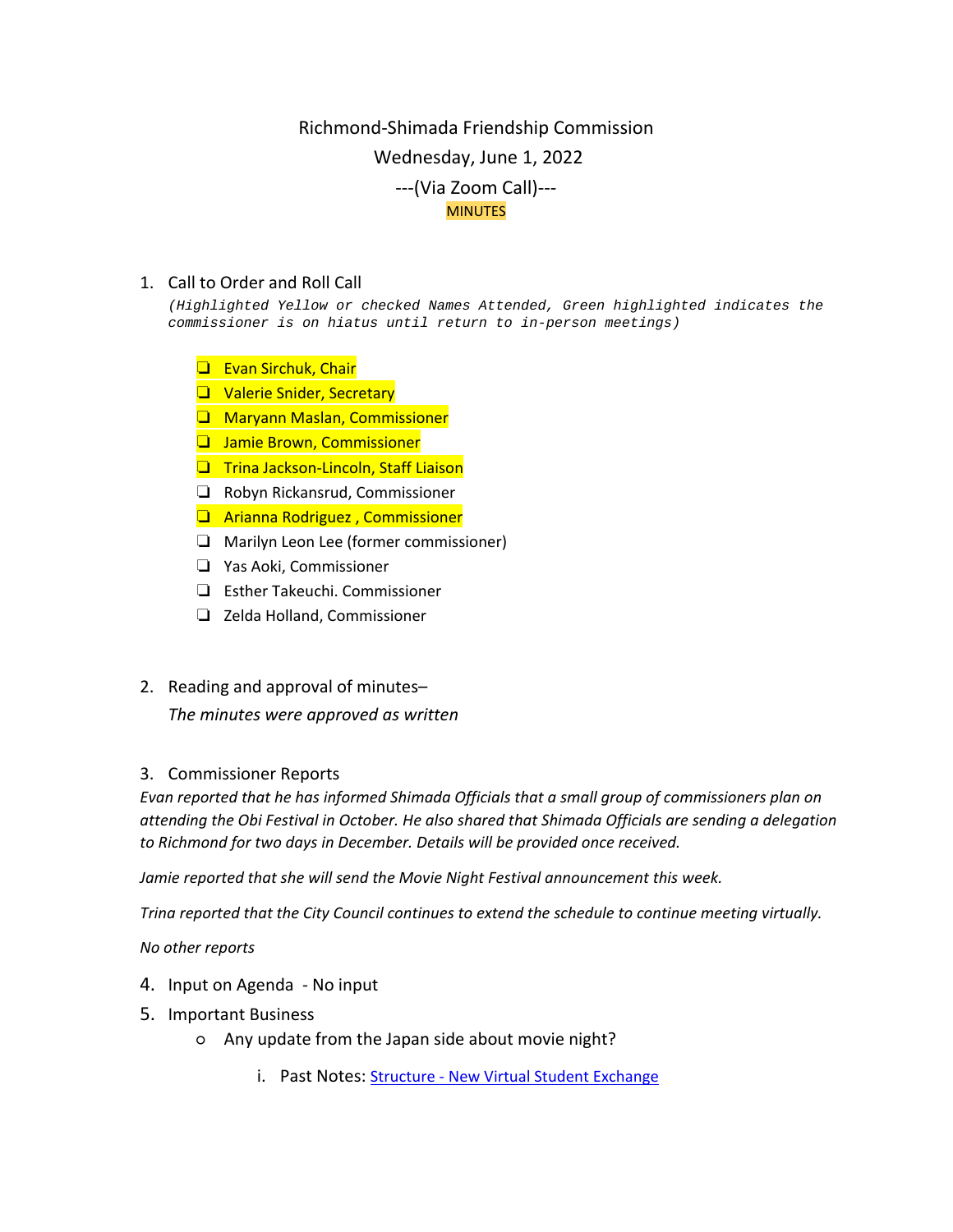# Richmond-Shimada Friendship Commission

Wednesday, June 1, 2022

---(Via Zoom Call)---

MINUTES

1. Call to Order and Roll Call

   *(Highlighted Yellow or checked Names Attended, Green highlighted indicates the commissioner is on hiatus until return to in-person meetings)*

   - ❑ Evan Sirchuk, Chair
   - ❑ Valerie Snider, Secretary
   - ❑ Maryann Maslan, Commissioner
   - ❑ Jamie Brown, Commissioner
   - ❑ Trina Jackson-Lincoln, Staff Liaison
   - ❑ Robyn Rickansrud, Commissioner
   - ❑ Arianna Rodriguez , Commissioner
   - ❑ Marilyn Leon Lee (former commissioner)
   - ❑ Yas Aoki, Commissioner
   - ❑ Esther Takeuchi. Commissioner
   - ❑ Zelda Holland, Commissioner

2. Reading and approval of minutes–

   *The minutes were approved as written*

3. Commissioner Reports

*Evan reported that he has informed Shimada Officials that a small group of commissioners plan on attending the Obi Festival in October. He also shared that Shimada Officials are sending a delegation to Richmond for two days in December. Details will be provided once received.*

*Jamie reported that she will send the Movie Night Festival announcement this week.*

*Trina reported that the City Council continues to extend the schedule to continue meeting virtually.*

*No other reports*

4. Input on Agenda - No input
5. Important Business
   - Any update from the Japan side about movie night?
     i. Past Notes: [Structure - New Virtual Student Exchange]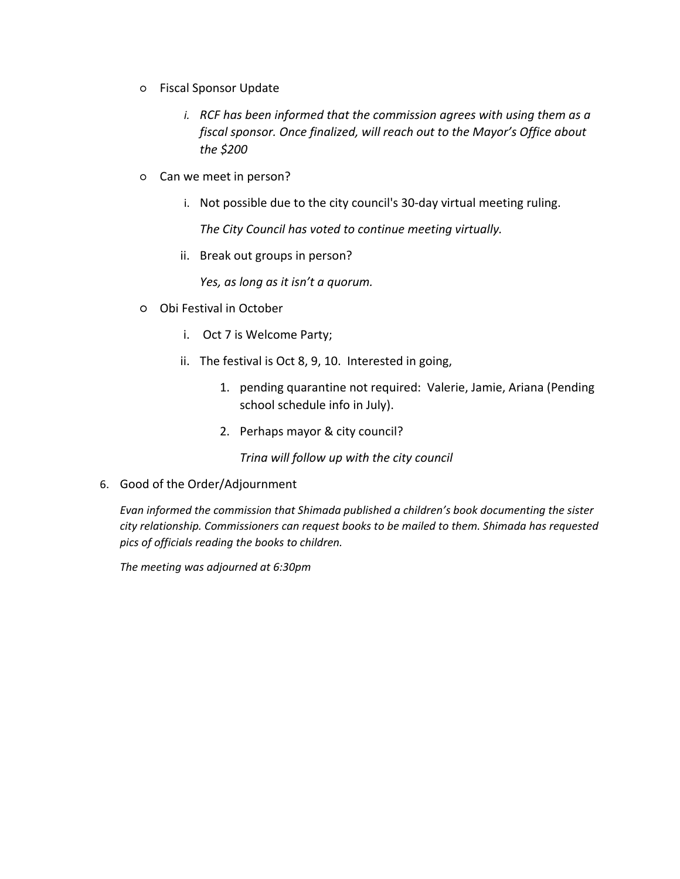- Fiscal Sponsor Update
    i. *RCF has been informed that the commission agrees with using them as a fiscal sponsor. Once finalized, will reach out to the Mayor's Office about the $200*
- Can we meet in person?
    i. Not possible due to the city council's 30-day virtual meeting ruling.

       *The City Council has voted to continue meeting virtually.*
    ii. Break out groups in person?

       *Yes, as long as it isn't a quorum.*
- Obi Festival in October
    i. Oct 7 is Welcome Party;
    ii. The festival is Oct 8, 9, 10. Interested in going,
        1. pending quarantine not required: Valerie, Jamie, Ariana (Pending school schedule info in July).
        2. Perhaps mayor & city council?

           *Trina will follow up with the city council*

6. Good of the Order/Adjournment

   *Evan informed the commission that Shimada published a children's book documenting the sister city relationship. Commissioners can request books to be mailed to them. Shimada has requested pics of officials reading the books to children.*

   *The meeting was adjourned at 6:30pm*